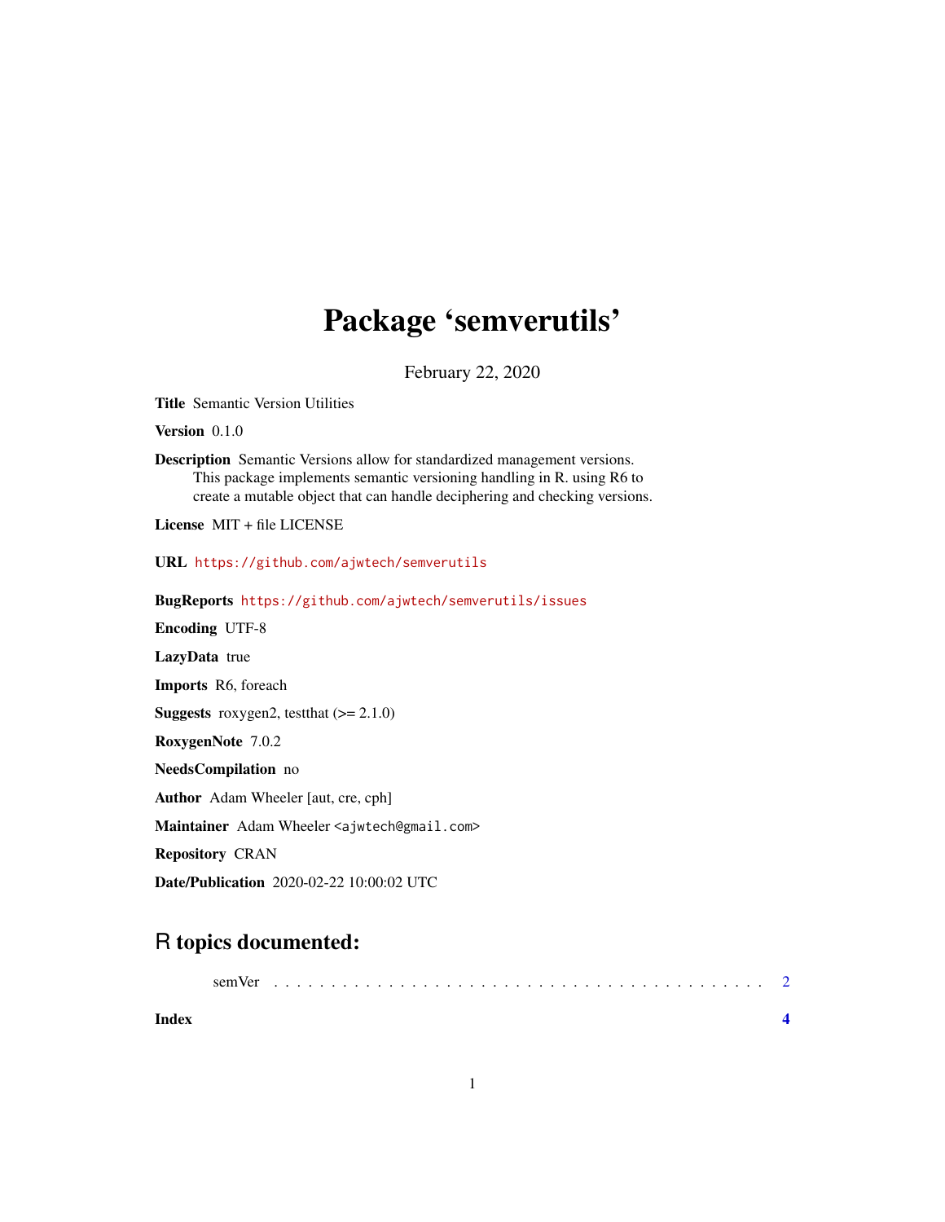# Package 'semverutils'

February 22, 2020

**Title** Semantic Version Utilities

**Version** 0.1.0

**Description** Semantic Versions allow for standardized management versions.
This package implements semantic versioning handling in R. using R6 to
create a mutable object that can handle deciphering and checking versions.

**License** MIT + file LICENSE

**URL** https://github.com/ajwtech/semverutils

**BugReports** https://github.com/ajwtech/semverutils/issues

**Encoding** UTF-8

**LazyData** true

**Imports** R6, foreach

**Suggests** roxygen2, testthat (>= 2.1.0)

**RoxygenNote** 7.0.2

**NeedsCompilation** no

**Author** Adam Wheeler [aut, cre, cph]

**Maintainer** Adam Wheeler <ajwtech@gmail.com>

**Repository** CRAN

**Date/Publication** 2020-02-22 10:00:02 UTC

## R topics documented:

semVer . . . . . . . . . . . . . . . . . . . . . . . . . . . . . . . . . . . . . . . . . . 2

**Index** **4**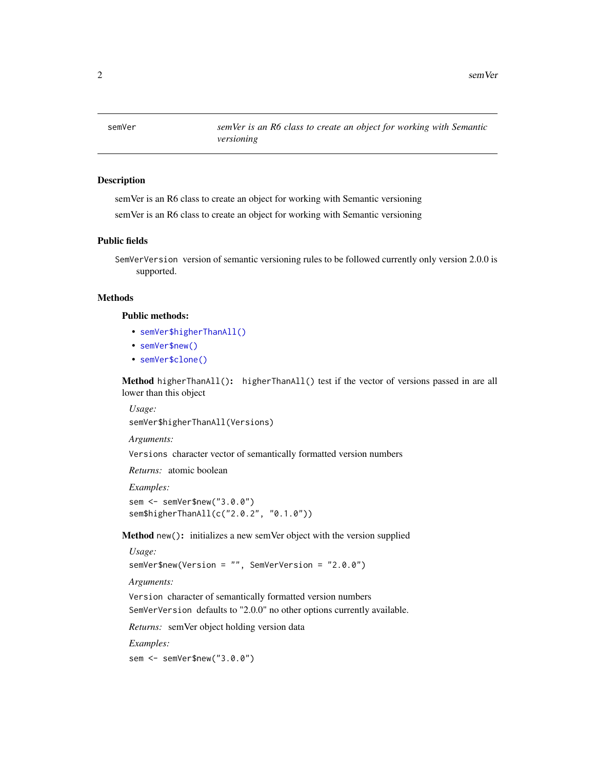semVer *semVer is an R6 class to create an object for working with Semantic versioning*

## Description

semVer is an R6 class to create an object for working with Semantic versioning

semVer is an R6 class to create an object for working with Semantic versioning

## Public fields

`SemVerVersion` version of semantic versioning rules to be followed currently only version 2.0.0 is supported.

## Methods

### Public methods:

- `semVer$higherThanAll()`
- `semVer$new()`
- `semVer$clone()`

**Method** `higherThanAll()`**:** `higherThanAll()` test if the vector of versions passed in are all lower than this object

*Usage:*

```
semVer$higherThanAll(Versions)
```

*Arguments:*

`Versions` character vector of semantically formatted version numbers

*Returns:* atomic boolean

*Examples:*

```
sem <- semVer$new("3.0.0")
sem$higherThanAll(c("2.0.2", "0.1.0"))
```

**Method** `new()`**:** initializes a new semVer object with the version supplied

*Usage:*

```
semVer$new(Version = "", SemVerVersion = "2.0.0")
```

*Arguments:*

`Version` character of semantically formatted version numbers

`SemVerVersion` defaults to "2.0.0" no other options currently available.

*Returns:* semVer object holding version data

*Examples:*

```
sem <- semVer$new("3.0.0")
```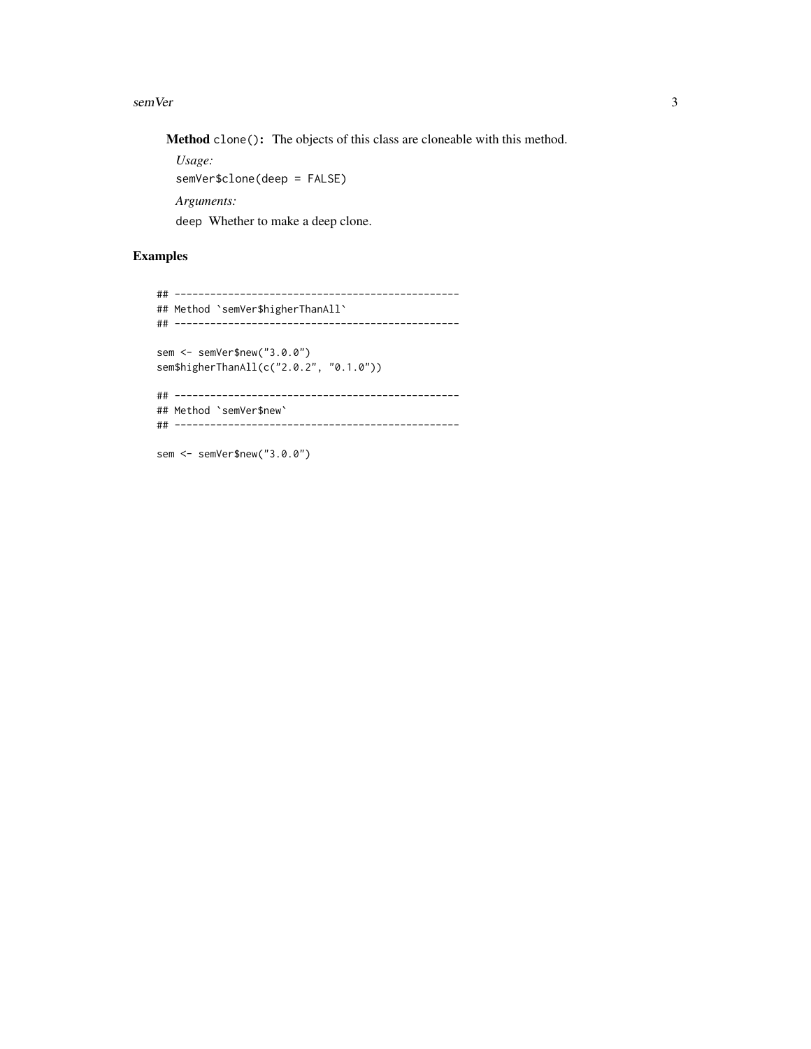**Method** `clone()`: The objects of this class are cloneable with this method.

*Usage:*

```
semVer$clone(deep = FALSE)
```

*Arguments:*

`deep` Whether to make a deep clone.

## Examples

```
## ------------------------------------------------
## Method `semVer$higherThanAll`
## ------------------------------------------------

sem <- semVer$new("3.0.0")
sem$higherThanAll(c("2.0.2", "0.1.0"))

## ------------------------------------------------
## Method `semVer$new`
## ------------------------------------------------

sem <- semVer$new("3.0.0")
```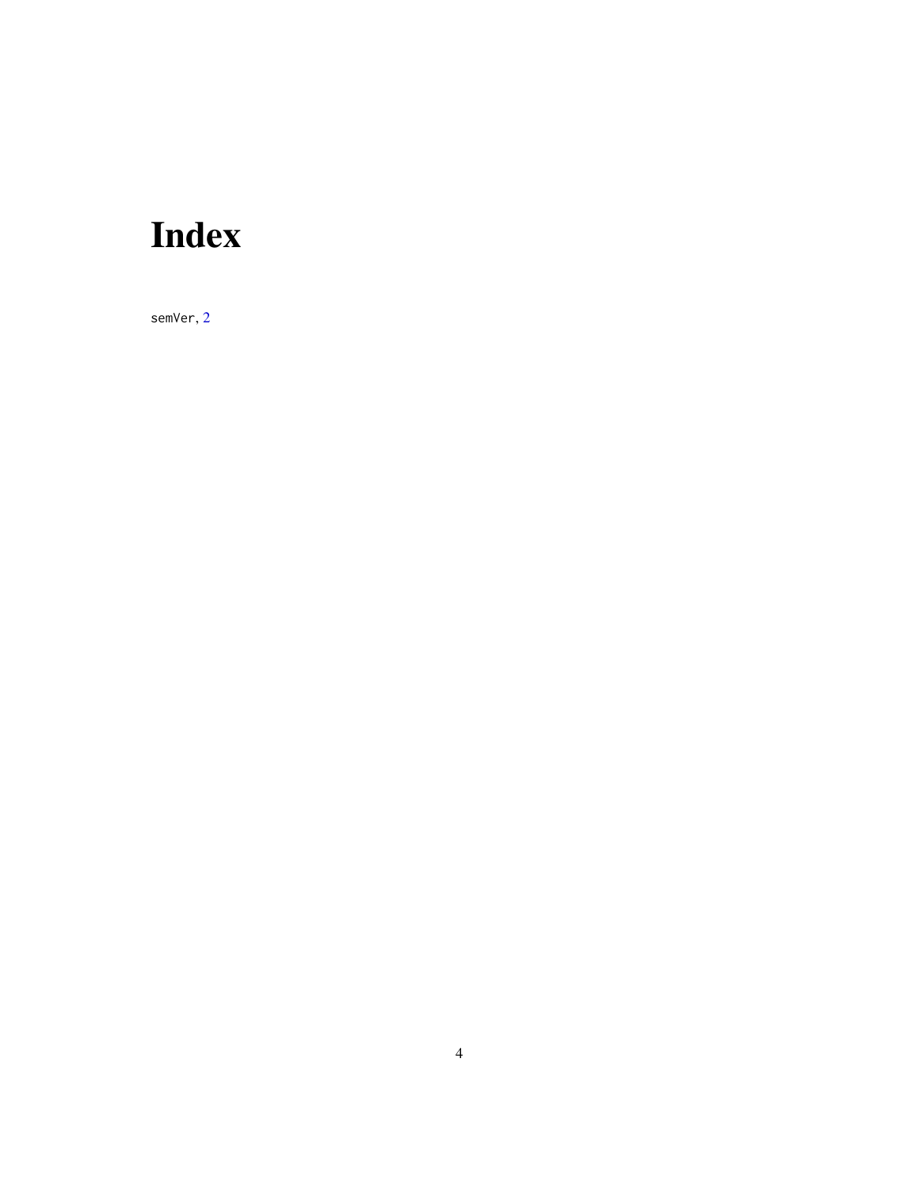# Index

semVer, 2